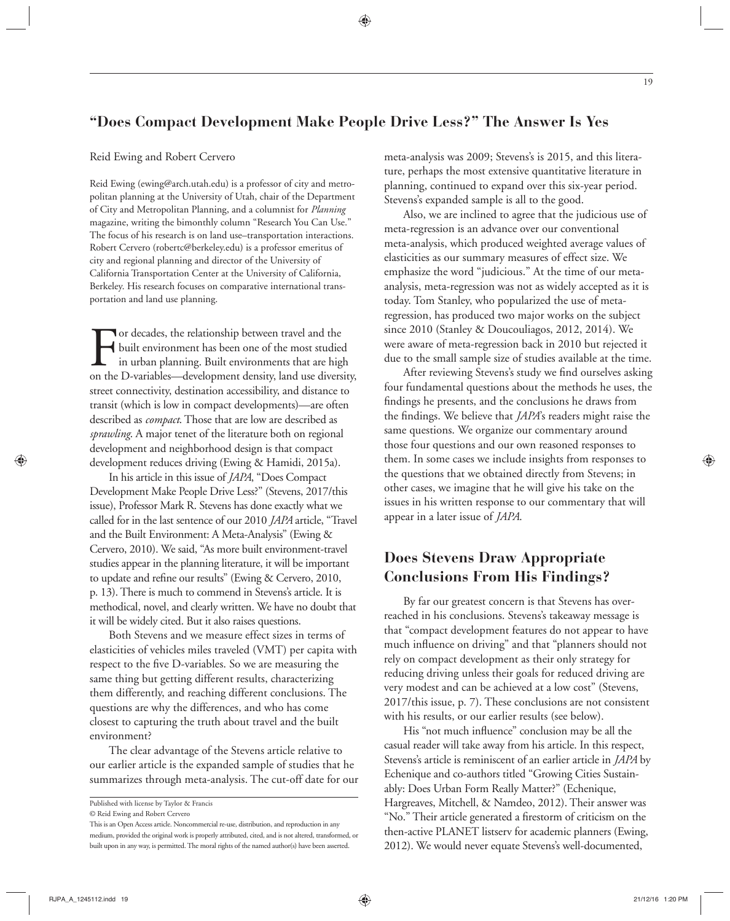# "Does Compact Development Make People Drive Less?" The Answer Is Yes

Reid Ewing and Robert Cervero

Reid Ewing (ewing@arch.utah.edu) is a professor of city and metropolitan planning at the University of Utah, chair of the Department of City and Metropolitan Planning, and a columnist for *Planning* magazine, writing the bimonthly column "Research You Can Use." The focus of his research is on land use–transportation interactions. Robert Cervero (robertc@berkeley.edu) is a professor emeritus of city and regional planning and director of the University of California Transportation Center at the University of California, Berkeley. His research focuses on comparative international transportation and land use planning.

For decades, the relationship between travel and the built environment has been one of the most studied in urban planning. Built environments that are high on the D-variables—development density, land use diversity, street connectivity, destination accessibility, and distance to transit (which is low in compact developments)—are often described as *compact*. Those that are low are described as *sprawling*. A major tenet of the literature both on regional development and neighborhood design is that compact development reduces driving (Ewing & Hamidi, 2015a).

In his article in this issue of *JAPA*, "Does Compact Development Make People Drive Less?" (Stevens, 2017/this issue), Professor Mark R. Stevens has done exactly what we called for in the last sentence of our 2010 *JAPA* article, "Travel and the Built Environment: A Meta-Analysis" (Ewing & Cervero, 2010). We said, "As more built environment-travel studies appear in the planning literature, it will be important to update and refine our results" (Ewing & Cervero, 2010, p. 13). There is much to commend in Stevens's article. It is methodical, novel, and clearly written. We have no doubt that it will be widely cited. But it also raises questions.

Both Stevens and we measure effect sizes in terms of elasticities of vehicles miles traveled (VMT) per capita with respect to the five D-variables. So we are measuring the same thing but getting different results, characterizing them differently, and reaching different conclusions. The questions are why the differences, and who has come closest to capturing the truth about travel and the built environment?

The clear advantage of the Stevens article relative to our earlier article is the expanded sample of studies that he summarizes through meta-analysis. The cut-off date for our meta-analysis was 2009; Stevens's is 2015, and this literature, perhaps the most extensive quantitative literature in planning, continued to expand over this six-year period. Stevens's expanded sample is all to the good.

Also, we are inclined to agree that the judicious use of meta-regression is an advance over our conventional meta-analysis, which produced weighted average values of elasticities as our summary measures of effect size. We emphasize the word "judicious." At the time of our meta-analysis, meta-regression was not as widely accepted as it is today. Tom Stanley, who popularized the use of meta-regression, has produced two major works on the subject since 2010 (Stanley & Doucouliagos, 2012, 2014). We were aware of meta-regression back in 2010 but rejected it due to the small sample size of studies available at the time.

After reviewing Stevens's study we find ourselves asking four fundamental questions about the methods he uses, the findings he presents, and the conclusions he draws from the findings. We believe that *JAPA*'s readers might raise the same questions. We organize our commentary around those four questions and our own reasoned responses to them. In some cases we include insights from responses to the questions that we obtained directly from Stevens; in other cases, we imagine that he will give his take on the issues in his written response to our commentary that will appear in a later issue of *JAPA*.

## Does Stevens Draw Appropriate Conclusions From His Findings?

By far our greatest concern is that Stevens has overreached in his conclusions. Stevens's takeaway message is that "compact development features do not appear to have much influence on driving" and that "planners should not rely on compact development as their only strategy for reducing driving unless their goals for reduced driving are very modest and can be achieved at a low cost" (Stevens, 2017/this issue, p. 7). These conclusions are not consistent with his results, or our earlier results (see below).

His "not much influence" conclusion may be all the casual reader will take away from his article. In this respect, Stevens's article is reminiscent of an earlier article in *JAPA* by Echenique and co-authors titled "Growing Cities Sustainably: Does Urban Form Really Matter?" (Echenique, Hargreaves, Mitchell, & Namdeo, 2012). Their answer was "No." Their article generated a firestorm of criticism on the then-active PLANET listserv for academic planners (Ewing, 2012). We would never equate Stevens's well-documented,

Published with license by Taylor & Francis

© Reid Ewing and Robert Cervero

This is an Open Access article. Noncommercial re-use, distribution, and reproduction in any medium, provided the original work is properly attributed, cited, and is not altered, transformed, or built upon in any way, is permitted. The moral rights of the named author(s) have been asserted.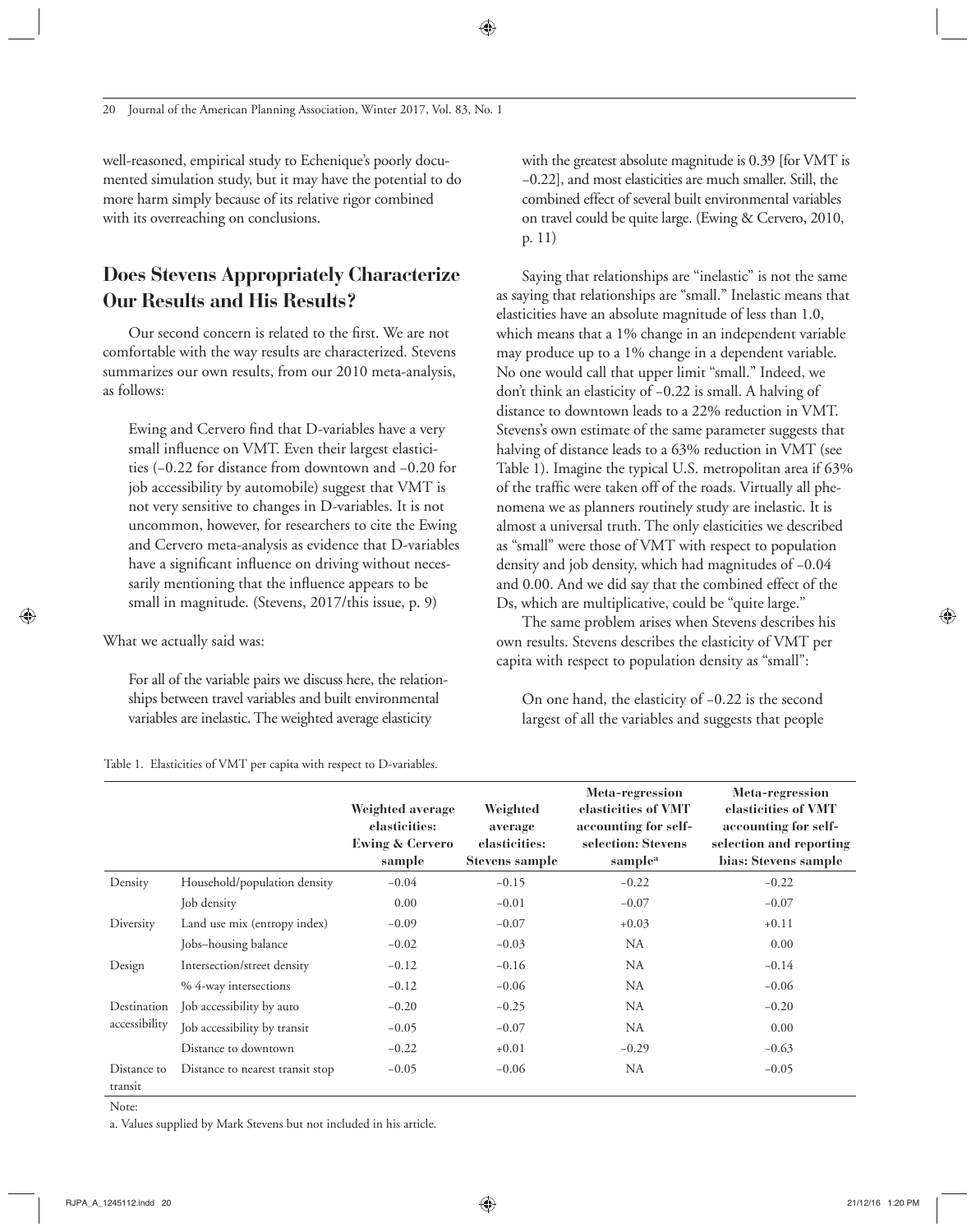well-reasoned, empirical study to Echenique's poorly documented simulation study, but it may have the potential to do more harm simply because of its relative rigor combined with its overreaching on conclusions.

## Does Stevens Appropriately Characterize Our Results and His Results?

Our second concern is related to the first. We are not comfortable with the way results are characterized. Stevens summarizes our own results, from our 2010 meta-analysis, as follows:

> Ewing and Cervero find that D-variables have a very small influence on VMT. Even their largest elasticities (–0.22 for distance from downtown and –0.20 for job accessibility by automobile) suggest that VMT is not very sensitive to changes in D-variables. It is not uncommon, however, for researchers to cite the Ewing and Cervero meta-analysis as evidence that D-variables have a significant influence on driving without necessarily mentioning that the influence appears to be small in magnitude. (Stevens, 2017/this issue, p. 9)

What we actually said was:

> For all of the variable pairs we discuss here, the relationships between travel variables and built environmental variables are inelastic. The weighted average elasticity with the greatest absolute magnitude is 0.39 [for VMT is –0.22], and most elasticities are much smaller. Still, the combined effect of several built environmental variables on travel could be quite large. (Ewing & Cervero, 2010, p. 11)

Saying that relationships are "inelastic" is not the same as saying that relationships are "small." Inelastic means that elasticities have an absolute magnitude of less than 1.0, which means that a 1% change in an independent variable may produce up to a 1% change in a dependent variable. No one would call that upper limit "small." Indeed, we don't think an elasticity of –0.22 is small. A halving of distance to downtown leads to a 22% reduction in VMT. Stevens's own estimate of the same parameter suggests that halving of distance leads to a 63% reduction in VMT (see Table 1). Imagine the typical U.S. metropolitan area if 63% of the traffic were taken off of the roads. Virtually all phenomena we as planners routinely study are inelastic. It is almost a universal truth. The only elasticities we described as "small" were those of VMT with respect to population density and job density, which had magnitudes of –0.04 and 0.00. And we did say that the combined effect of the Ds, which are multiplicative, could be "quite large."

The same problem arises when Stevens describes his own results. Stevens describes the elasticity of VMT per capita with respect to population density as "small":

> On one hand, the elasticity of –0.22 is the second largest of all the variables and suggests that people

Table 1. Elasticities of VMT per capita with respect to D-variables.

| | | Weighted average elasticities: Ewing & Cervero sample | Weighted average elasticities: Stevens sample | Meta-regression elasticities of VMT accounting for self-selection: Stevens sample[a] | Meta-regression elasticities of VMT accounting for self-selection and reporting bias: Stevens sample |
|---|---|---|---|---|---|
| Density | Household/population density | –0.04 | –0.15 | –0.22 | –0.22 |
| | Job density | 0.00 | –0.01 | –0.07 | –0.07 |
| Diversity | Land use mix (entropy index) | –0.09 | –0.07 | +0.03 | +0.11 |
| | Jobs–housing balance | –0.02 | –0.03 | NA | 0.00 |
| Design | Intersection/street density | –0.12 | –0.16 | NA | –0.14 |
| | % 4-way intersections | –0.12 | –0.06 | NA | –0.06 |
| Destination accessibility | Job accessibility by auto | –0.20 | –0.25 | NA | –0.20 |
| | Job accessibility by transit | –0.05 | –0.07 | NA | 0.00 |
| | Distance to downtown | –0.22 | +0.01 | –0.29 | –0.63 |
| Distance to transit | Distance to nearest transit stop | –0.05 | –0.06 | NA | –0.05 |

Note:

a. Values supplied by Mark Stevens but not included in his article.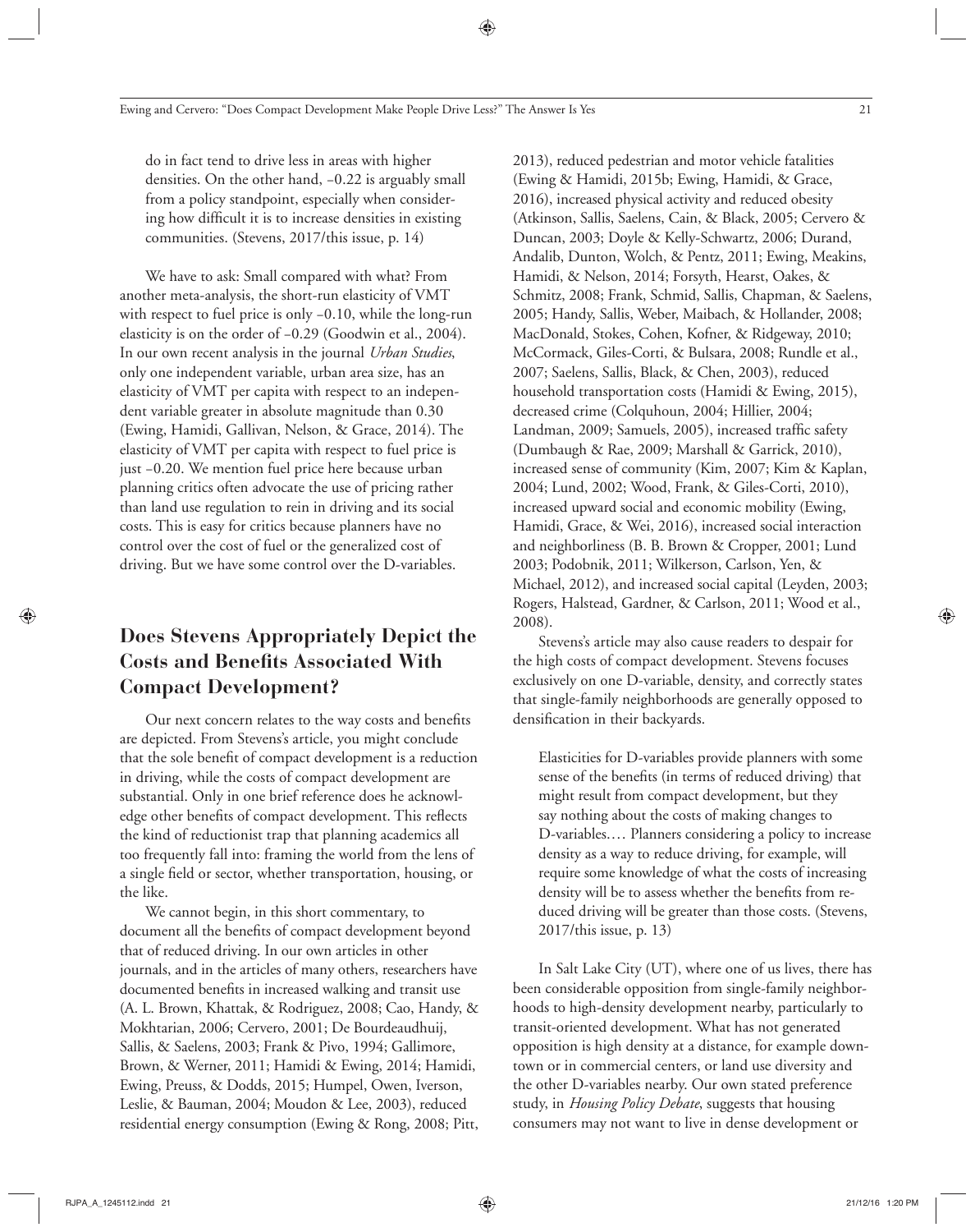> do in fact tend to drive less in areas with higher densities. On the other hand, −0.22 is arguably small from a policy standpoint, especially when considering how difficult it is to increase densities in existing communities. (Stevens, 2017/this issue, p. 14)

We have to ask: Small compared with what? From another meta-analysis, the short-run elasticity of VMT with respect to fuel price is only −0.10, while the long-run elasticity is on the order of −0.29 (Goodwin et al., 2004). In our own recent analysis in the journal *Urban Studies*, only one independent variable, urban area size, has an elasticity of VMT per capita with respect to an independent variable greater in absolute magnitude than 0.30 (Ewing, Hamidi, Gallivan, Nelson, & Grace, 2014). The elasticity of VMT per capita with respect to fuel price is just −0.20. We mention fuel price here because urban planning critics often advocate the use of pricing rather than land use regulation to rein in driving and its social costs. This is easy for critics because planners have no control over the cost of fuel or the generalized cost of driving. But we have some control over the D-variables.

## Does Stevens Appropriately Depict the Costs and Benefits Associated With Compact Development?

Our next concern relates to the way costs and benefits are depicted. From Stevens's article, you might conclude that the sole benefit of compact development is a reduction in driving, while the costs of compact development are substantial. Only in one brief reference does he acknowledge other benefits of compact development. This reflects the kind of reductionist trap that planning academics all too frequently fall into: framing the world from the lens of a single field or sector, whether transportation, housing, or the like.

We cannot begin, in this short commentary, to document all the benefits of compact development beyond that of reduced driving. In our own articles in other journals, and in the articles of many others, researchers have documented benefits in increased walking and transit use (A. L. Brown, Khattak, & Rodriguez, 2008; Cao, Handy, & Mokhtarian, 2006; Cervero, 2001; De Bourdeaudhuij, Sallis, & Saelens, 2003; Frank & Pivo, 1994; Gallimore, Brown, & Werner, 2011; Hamidi & Ewing, 2014; Hamidi, Ewing, Preuss, & Dodds, 2015; Humpel, Owen, Iverson, Leslie, & Bauman, 2004; Moudon & Lee, 2003), reduced residential energy consumption (Ewing & Rong, 2008; Pitt, 2013), reduced pedestrian and motor vehicle fatalities (Ewing & Hamidi, 2015b; Ewing, Hamidi, & Grace, 2016), increased physical activity and reduced obesity (Atkinson, Sallis, Saelens, Cain, & Black, 2005; Cervero & Duncan, 2003; Doyle & Kelly-Schwartz, 2006; Durand, Andalib, Dunton, Wolch, & Pentz, 2011; Ewing, Meakins, Hamidi, & Nelson, 2014; Forsyth, Hearst, Oakes, & Schmitz, 2008; Frank, Schmid, Sallis, Chapman, & Saelens, 2005; Handy, Sallis, Weber, Maibach, & Hollander, 2008; MacDonald, Stokes, Cohen, Kofner, & Ridgeway, 2010; McCormack, Giles-Corti, & Bulsara, 2008; Rundle et al., 2007; Saelens, Sallis, Black, & Chen, 2003), reduced household transportation costs (Hamidi & Ewing, 2015), decreased crime (Colquhoun, 2004; Hillier, 2004; Landman, 2009; Samuels, 2005), increased traffic safety (Dumbaugh & Rae, 2009; Marshall & Garrick, 2010), increased sense of community (Kim, 2007; Kim & Kaplan, 2004; Lund, 2002; Wood, Frank, & Giles-Corti, 2010), increased upward social and economic mobility (Ewing, Hamidi, Grace, & Wei, 2016), increased social interaction and neighborliness (B. B. Brown & Cropper, 2001; Lund 2003; Podobnik, 2011; Wilkerson, Carlson, Yen, & Michael, 2012), and increased social capital (Leyden, 2003; Rogers, Halstead, Gardner, & Carlson, 2011; Wood et al., 2008).

Stevens's article may also cause readers to despair for the high costs of compact development. Stevens focuses exclusively on one D-variable, density, and correctly states that single-family neighborhoods are generally opposed to densification in their backyards.

> Elasticities for D-variables provide planners with some sense of the benefits (in terms of reduced driving) that might result from compact development, but they say nothing about the costs of making changes to D-variables.… Planners considering a policy to increase density as a way to reduce driving, for example, will require some knowledge of what the costs of increasing density will be to assess whether the benefits from reduced driving will be greater than those costs. (Stevens, 2017/this issue, p. 13)

In Salt Lake City (UT), where one of us lives, there has been considerable opposition from single-family neighborhoods to high-density development nearby, particularly to transit-oriented development. What has not generated opposition is high density at a distance, for example downtown or in commercial centers, or land use diversity and the other D-variables nearby. Our own stated preference study, in *Housing Policy Debate*, suggests that housing consumers may not want to live in dense development or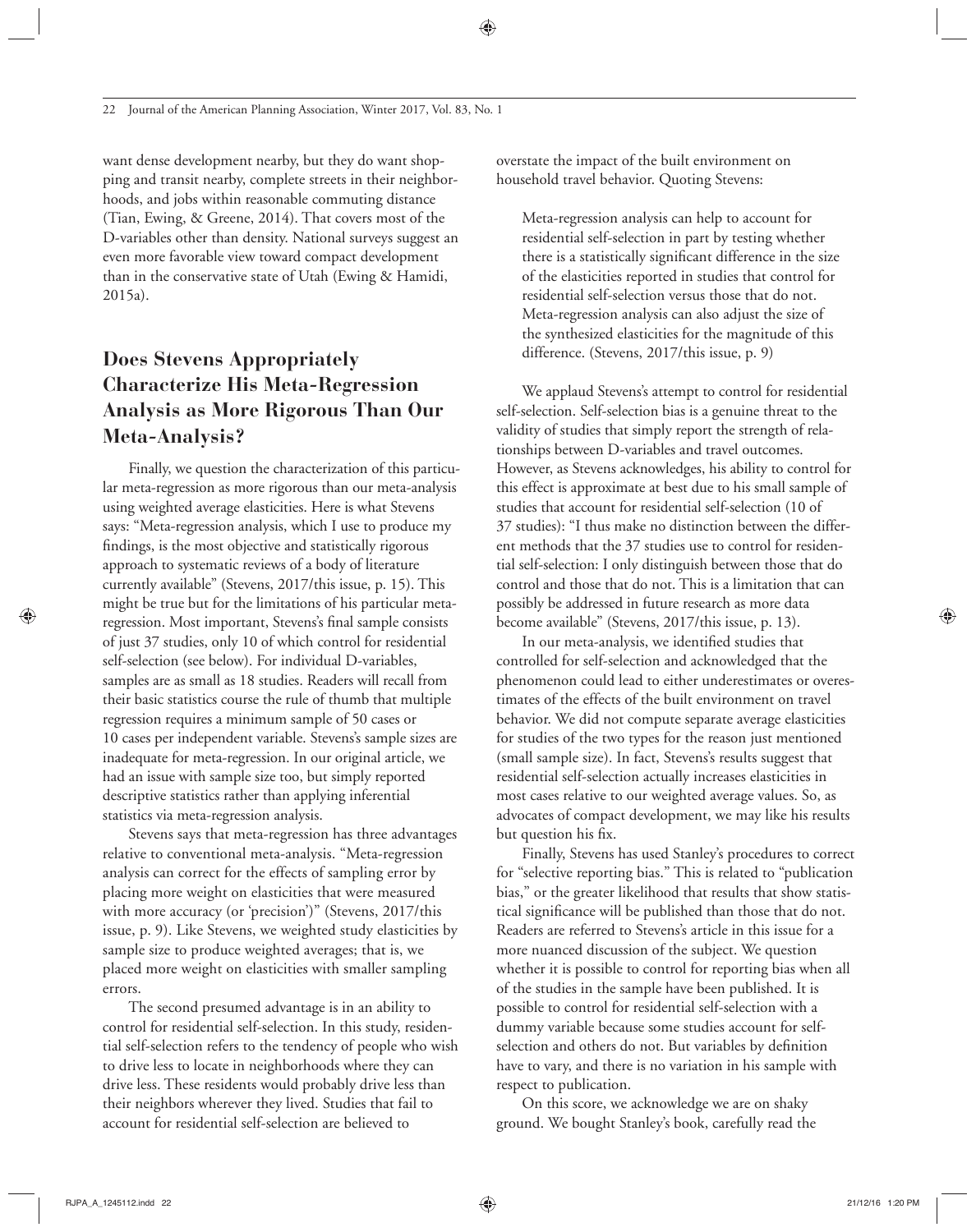want dense development nearby, but they do want shopping and transit nearby, complete streets in their neighborhoods, and jobs within reasonable commuting distance (Tian, Ewing, & Greene, 2014). That covers most of the D-variables other than density. National surveys suggest an even more favorable view toward compact development than in the conservative state of Utah (Ewing & Hamidi, 2015a).

## Does Stevens Appropriately Characterize His Meta-Regression Analysis as More Rigorous Than Our Meta-Analysis?

Finally, we question the characterization of this particular meta-regression as more rigorous than our meta-analysis using weighted average elasticities. Here is what Stevens says: "Meta-regression analysis, which I use to produce my findings, is the most objective and statistically rigorous approach to systematic reviews of a body of literature currently available" (Stevens, 2017/this issue, p. 15). This might be true but for the limitations of his particular meta-regression. Most important, Stevens's final sample consists of just 37 studies, only 10 of which control for residential self-selection (see below). For individual D-variables, samples are as small as 18 studies. Readers will recall from their basic statistics course the rule of thumb that multiple regression requires a minimum sample of 50 cases or 10 cases per independent variable. Stevens's sample sizes are inadequate for meta-regression. In our original article, we had an issue with sample size too, but simply reported descriptive statistics rather than applying inferential statistics via meta-regression analysis.

Stevens says that meta-regression has three advantages relative to conventional meta-analysis. "Meta-regression analysis can correct for the effects of sampling error by placing more weight on elasticities that were measured with more accuracy (or 'precision')" (Stevens, 2017/this issue, p. 9). Like Stevens, we weighted study elasticities by sample size to produce weighted averages; that is, we placed more weight on elasticities with smaller sampling errors.

The second presumed advantage is in an ability to control for residential self-selection. In this study, residential self-selection refers to the tendency of people who wish to drive less to locate in neighborhoods where they can drive less. These residents would probably drive less than their neighbors wherever they lived. Studies that fail to account for residential self-selection are believed to overstate the impact of the built environment on household travel behavior. Quoting Stevens:

> Meta-regression analysis can help to account for residential self-selection in part by testing whether there is a statistically significant difference in the size of the elasticities reported in studies that control for residential self-selection versus those that do not. Meta-regression analysis can also adjust the size of the synthesized elasticities for the magnitude of this difference. (Stevens, 2017/this issue, p. 9)

We applaud Stevens's attempt to control for residential self-selection. Self-selection bias is a genuine threat to the validity of studies that simply report the strength of relationships between D-variables and travel outcomes. However, as Stevens acknowledges, his ability to control for this effect is approximate at best due to his small sample of studies that account for residential self-selection (10 of 37 studies): "I thus make no distinction between the different methods that the 37 studies use to control for residential self-selection: I only distinguish between those that do control and those that do not. This is a limitation that can possibly be addressed in future research as more data become available" (Stevens, 2017/this issue, p. 13).

In our meta-analysis, we identified studies that controlled for self-selection and acknowledged that the phenomenon could lead to either underestimates or overestimates of the effects of the built environment on travel behavior. We did not compute separate average elasticities for studies of the two types for the reason just mentioned (small sample size). In fact, Stevens's results suggest that residential self-selection actually increases elasticities in most cases relative to our weighted average values. So, as advocates of compact development, we may like his results but question his fix.

Finally, Stevens has used Stanley's procedures to correct for "selective reporting bias." This is related to "publication bias," or the greater likelihood that results that show statistical significance will be published than those that do not. Readers are referred to Stevens's article in this issue for a more nuanced discussion of the subject. We question whether it is possible to control for reporting bias when all of the studies in the sample have been published. It is possible to control for residential self-selection with a dummy variable because some studies account for self-selection and others do not. But variables by definition have to vary, and there is no variation in his sample with respect to publication.

On this score, we acknowledge we are on shaky ground. We bought Stanley's book, carefully read the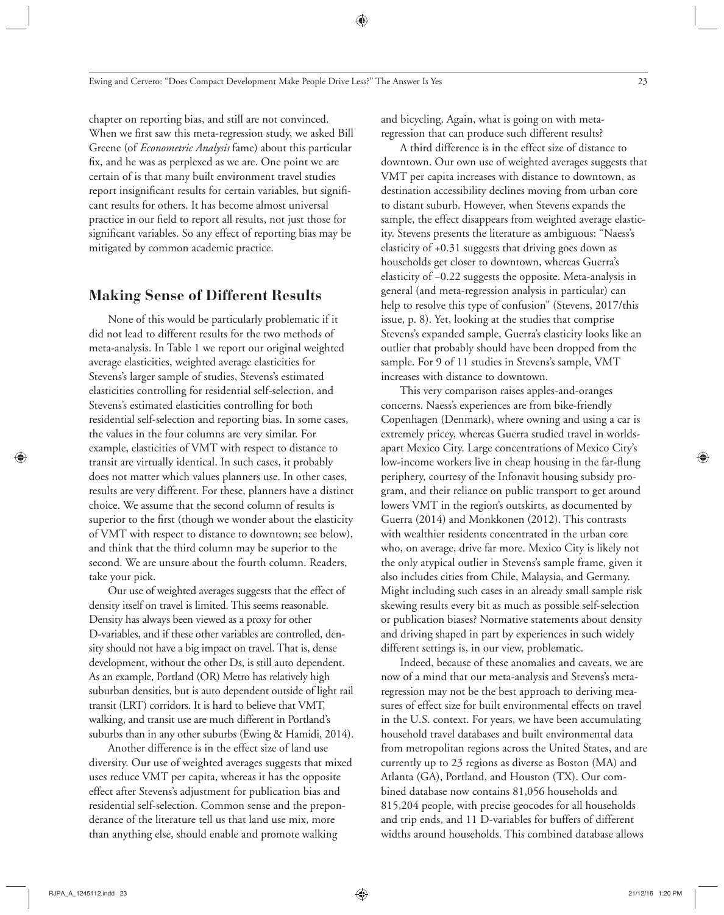chapter on reporting bias, and still are not convinced. When we first saw this meta-regression study, we asked Bill Greene (of *Econometric Analysis* fame) about this particular fix, and he was as perplexed as we are. One point we are certain of is that many built environment travel studies report insignificant results for certain variables, but significant results for others. It has become almost universal practice in our field to report all results, not just those for significant variables. So any effect of reporting bias may be mitigated by common academic practice.

## Making Sense of Different Results

None of this would be particularly problematic if it did not lead to different results for the two methods of meta-analysis. In Table 1 we report our original weighted average elasticities, weighted average elasticities for Stevens's larger sample of studies, Stevens's estimated elasticities controlling for residential self-selection, and Stevens's estimated elasticities controlling for both residential self-selection and reporting bias. In some cases, the values in the four columns are very similar. For example, elasticities of VMT with respect to distance to transit are virtually identical. In such cases, it probably does not matter which values planners use. In other cases, results are very different. For these, planners have a distinct choice. We assume that the second column of results is superior to the first (though we wonder about the elasticity of VMT with respect to distance to downtown; see below), and think that the third column may be superior to the second. We are unsure about the fourth column. Readers, take your pick.

Our use of weighted averages suggests that the effect of density itself on travel is limited. This seems reasonable. Density has always been viewed as a proxy for other D-variables, and if these other variables are controlled, density should not have a big impact on travel. That is, dense development, without the other Ds, is still auto dependent. As an example, Portland (OR) Metro has relatively high suburban densities, but is auto dependent outside of light rail transit (LRT) corridors. It is hard to believe that VMT, walking, and transit use are much different in Portland's suburbs than in any other suburbs (Ewing & Hamidi, 2014).

Another difference is in the effect size of land use diversity. Our use of weighted averages suggests that mixed uses reduce VMT per capita, whereas it has the opposite effect after Stevens's adjustment for publication bias and residential self-selection. Common sense and the preponderance of the literature tell us that land use mix, more than anything else, should enable and promote walking and bicycling. Again, what is going on with meta-regression that can produce such different results?

A third difference is in the effect size of distance to downtown. Our own use of weighted averages suggests that VMT per capita increases with distance to downtown, as destination accessibility declines moving from urban core to distant suburb. However, when Stevens expands the sample, the effect disappears from weighted average elasticity. Stevens presents the literature as ambiguous: "Naess's elasticity of +0.31 suggests that driving goes down as households get closer to downtown, whereas Guerra's elasticity of –0.22 suggests the opposite. Meta-analysis in general (and meta-regression analysis in particular) can help to resolve this type of confusion" (Stevens, 2017/this issue, p. 8). Yet, looking at the studies that comprise Stevens's expanded sample, Guerra's elasticity looks like an outlier that probably should have been dropped from the sample. For 9 of 11 studies in Stevens's sample, VMT increases with distance to downtown.

This very comparison raises apples-and-oranges concerns. Naess's experiences are from bike-friendly Copenhagen (Denmark), where owning and using a car is extremely pricey, whereas Guerra studied travel in worlds-apart Mexico City. Large concentrations of Mexico City's low-income workers live in cheap housing in the far-flung periphery, courtesy of the Infonavit housing subsidy program, and their reliance on public transport to get around lowers VMT in the region's outskirts, as documented by Guerra (2014) and Monkkonen (2012). This contrasts with wealthier residents concentrated in the urban core who, on average, drive far more. Mexico City is likely not the only atypical outlier in Stevens's sample frame, given it also includes cities from Chile, Malaysia, and Germany. Might including such cases in an already small sample risk skewing results every bit as much as possible self-selection or publication biases? Normative statements about density and driving shaped in part by experiences in such widely different settings is, in our view, problematic.

Indeed, because of these anomalies and caveats, we are now of a mind that our meta-analysis and Stevens's meta-regression may not be the best approach to deriving measures of effect size for built environmental effects on travel in the U.S. context. For years, we have been accumulating household travel databases and built environmental data from metropolitan regions across the United States, and are currently up to 23 regions as diverse as Boston (MA) and Atlanta (GA), Portland, and Houston (TX). Our combined database now contains 81,056 households and 815,204 people, with precise geocodes for all households and trip ends, and 11 D-variables for buffers of different widths around households. This combined database allows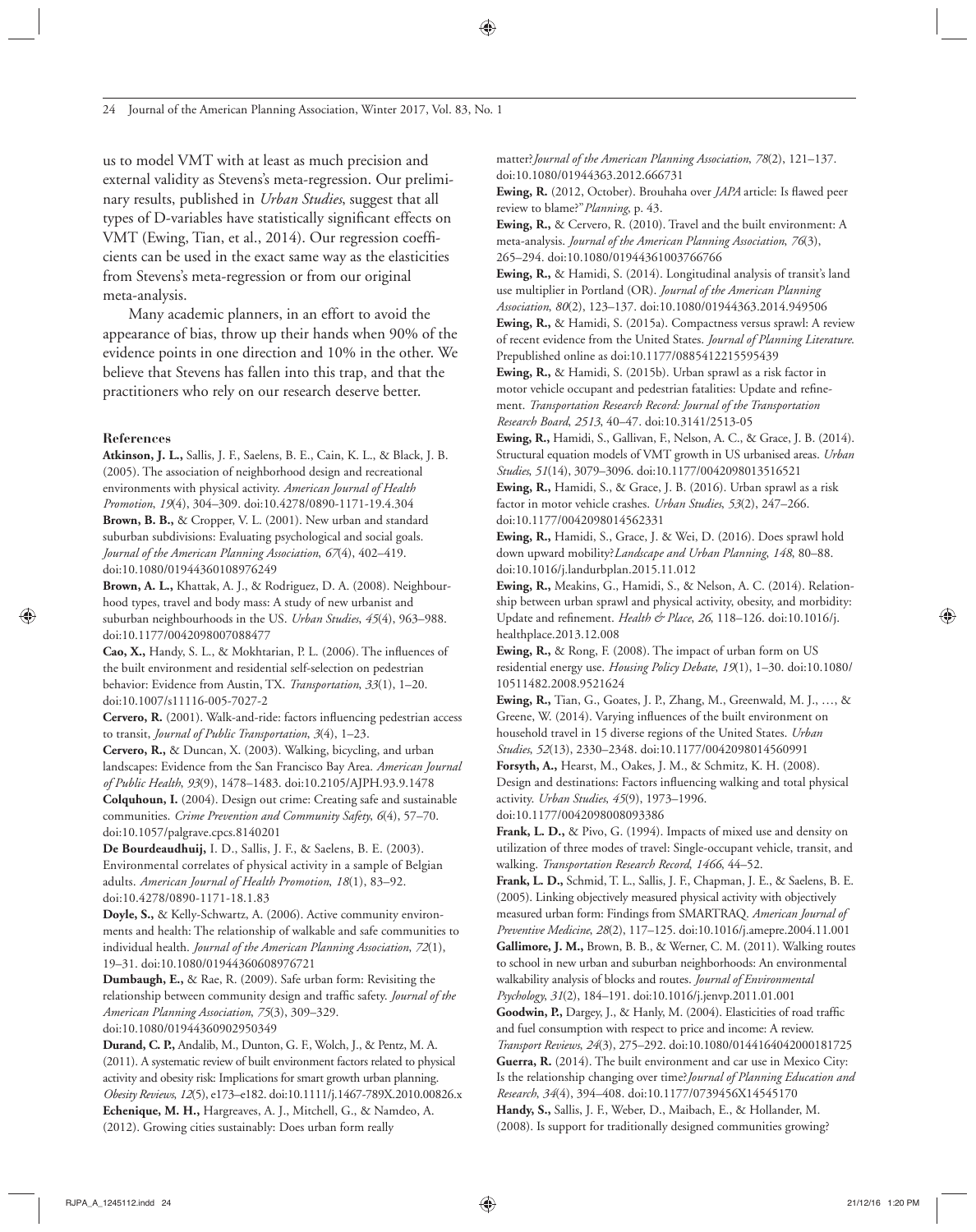us to model VMT with at least as much precision and external validity as Stevens's meta-regression. Our preliminary results, published in *Urban Studies*, suggest that all types of D-variables have statistically significant effects on VMT (Ewing, Tian, et al., 2014). Our regression coefficients can be used in the exact same way as the elasticities from Stevens's meta-regression or from our original meta-analysis.

Many academic planners, in an effort to avoid the appearance of bias, throw up their hands when 90% of the evidence points in one direction and 10% in the other. We believe that Stevens has fallen into this trap, and that the practitioners who rely on our research deserve better.

### References

**Atkinson, J. L.,** Sallis, J. F., Saelens, B. E., Cain, K. L., & Black, J. B. (2005). The association of neighborhood design and recreational environments with physical activity. *American Journal of Health Promotion*, *19*(4), 304–309. doi:10.4278/0890-1171-19.4.304

**Brown, B. B.,** & Cropper, V. L. (2001). New urban and standard suburban subdivisions: Evaluating psychological and social goals. *Journal of the American Planning Association*, *67*(4), 402–419. doi:10.1080/01944360108976249

**Brown, A. L.,** Khattak, A. J., & Rodriguez, D. A. (2008). Neighbourhood types, travel and body mass: A study of new urbanist and suburban neighbourhoods in the US. *Urban Studies*, *45*(4), 963–988. doi:10.1177/0042098007088477

**Cao, X.,** Handy, S. L., & Mokhtarian, P. L. (2006). The influences of the built environment and residential self-selection on pedestrian behavior: Evidence from Austin, TX. *Transportation*, *33*(1), 1–20. doi:10.1007/s11116-005-7027-2

**Cervero, R.** (2001). Walk-and-ride: factors influencing pedestrian access to transit, *Journal of Public Transportation*, *3*(4), 1–23.

**Cervero, R.,** & Duncan, X. (2003). Walking, bicycling, and urban landscapes: Evidence from the San Francisco Bay Area. *American Journal of Public Health*, *93*(9), 1478–1483. doi:10.2105/AJPH.93.9.1478

**Colquhoun, I.** (2004). Design out crime: Creating safe and sustainable communities. *Crime Prevention and Community Safety*, *6*(4), 57–70. doi:10.1057/palgrave.cpcs.8140201

**De Bourdeaudhuij,** I. D., Sallis, J. F., & Saelens, B. E. (2003). Environmental correlates of physical activity in a sample of Belgian adults. *American Journal of Health Promotion*, *18*(1), 83–92. doi:10.4278/0890-1171-18.1.83

**Doyle, S.,** & Kelly-Schwartz, A. (2006). Active community environments and health: The relationship of walkable and safe communities to individual health. *Journal of the American Planning Association*, *72*(1), 19–31. doi:10.1080/01944360608976721

**Dumbaugh, E.,** & Rae, R. (2009). Safe urban form: Revisiting the relationship between community design and traffic safety. *Journal of the American Planning Association*, *75*(3), 309–329. doi:10.1080/01944360902950349

**Durand, C. P.,** Andalib, M., Dunton, G. F., Wolch, J., & Pentz, M. A. (2011). A systematic review of built environment factors related to physical activity and obesity risk: Implications for smart growth urban planning. *Obesity Reviews*, *12*(5), e173–e182. doi:10.1111/j.1467-789X.2010.00826.x

**Echenique, M. H.,** Hargreaves, A. J., Mitchell, G., & Namdeo, A. (2012). Growing cities sustainably: Does urban form really matter? *Journal of the American Planning Association*, *78*(2), 121–137. doi:10.1080/01944363.2012.666731

**Ewing, R.** (2012, October). Brouhaha over *JAPA* article: Is flawed peer review to blame?" *Planning*, p. 43.

**Ewing, R.,** & Cervero, R. (2010). Travel and the built environment: A meta-analysis. *Journal of the American Planning Association*, *76*(3), 265–294. doi:10.1080/01944361003766766

**Ewing, R.,** & Hamidi, S. (2014). Longitudinal analysis of transit's land use multiplier in Portland (OR). *Journal of the American Planning Association*, *80*(2), 123–137. doi:10.1080/01944363.2014.949506

**Ewing, R.,** & Hamidi, S. (2015a). Compactness versus sprawl: A review of recent evidence from the United States. *Journal of Planning Literature*. Prepublished online as doi:10.1177/0885412215595439

**Ewing, R.,** & Hamidi, S. (2015b). Urban sprawl as a risk factor in motor vehicle occupant and pedestrian fatalities: Update and refinement. *Transportation Research Record: Journal of the Transportation Research Board*, *2513*, 40–47. doi:10.3141/2513-05

**Ewing, R.,** Hamidi, S., Gallivan, F., Nelson, A. C., & Grace, J. B. (2014). Structural equation models of VMT growth in US urbanised areas. *Urban Studies*, *51*(14), 3079–3096. doi:10.1177/0042098013516521

**Ewing, R.,** Hamidi, S., & Grace, J. B. (2016). Urban sprawl as a risk factor in motor vehicle crashes. *Urban Studies*, *53*(2), 247–266. doi:10.1177/0042098014562331

**Ewing, R.,** Hamidi, S., Grace, J. & Wei, D. (2016). Does sprawl hold down upward mobility? *Landscape and Urban Planning*, *148*, 80–88. doi:10.1016/j.landurbplan.2015.11.012

**Ewing, R.,** Meakins, G., Hamidi, S., & Nelson, A. C. (2014). Relationship between urban sprawl and physical activity, obesity, and morbidity: Update and refinement. *Health & Place*, *26*, 118–126. doi:10.1016/j.healthplace.2013.12.008

**Ewing, R.,** & Rong, F. (2008). The impact of urban form on US residential energy use. *Housing Policy Debate*, *19*(1), 1–30. doi:10.1080/10511482.2008.9521624

**Ewing, R.,** Tian, G., Goates, J. P., Zhang, M., Greenwald, M. J., …, & Greene, W. (2014). Varying influences of the built environment on household travel in 15 diverse regions of the United States. *Urban Studies*, *52*(13), 2330–2348. doi:10.1177/0042098014560991

**Forsyth, A.,** Hearst, M., Oakes, J. M., & Schmitz, K. H. (2008). Design and destinations: Factors influencing walking and total physical activity. *Urban Studies*, *45*(9), 1973–1996. doi:10.1177/0042098008093386

**Frank, L. D.,** & Pivo, G. (1994). Impacts of mixed use and density on utilization of three modes of travel: Single-occupant vehicle, transit, and walking. *Transportation Research Record*, *1466*, 44–52.

**Frank, L. D.,** Schmid, T. L., Sallis, J. F., Chapman, J. E., & Saelens, B. E. (2005). Linking objectively measured physical activity with objectively measured urban form: Findings from SMARTRAQ. *American Journal of Preventive Medicine*, *28*(2), 117–125. doi:10.1016/j.amepre.2004.11.001

**Gallimore, J. M.,** Brown, B. B., & Werner, C. M. (2011). Walking routes to school in new urban and suburban neighborhoods: An environmental walkability analysis of blocks and routes. *Journal of Environmental Psychology*, *31*(2), 184–191. doi:10.1016/j.jenvp.2011.01.001

**Goodwin, P.,** Dargey, J., & Hanly, M. (2004). Elasticities of road traffic and fuel consumption with respect to price and income: A review. *Transport Reviews*, *24*(3), 275–292. doi:10.1080/0144164042000181725

**Guerra, R.** (2014). The built environment and car use in Mexico City: Is the relationship changing over time? *Journal of Planning Education and Research*, *34*(4), 394–408. doi:10.1177/0739456X14545170

**Handy, S.,** Sallis, J. F., Weber, D., Maibach, E., & Hollander, M. (2008). Is support for traditionally designed communities growing?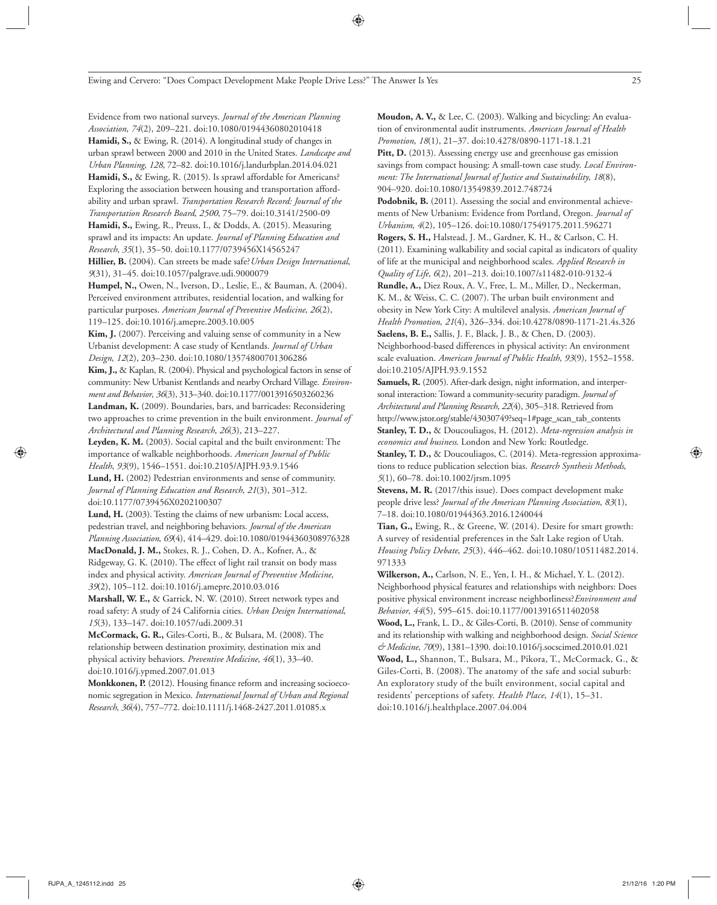Evidence from two national surveys. *Journal of the American Planning Association*, *74*(2), 209–221. doi:10.1080/01944360802010418

**Hamidi, S.,** & Ewing, R. (2014). A longitudinal study of changes in urban sprawl between 2000 and 2010 in the United States. *Landscape and Urban Planning*, *128*, 72–82. doi:10.1016/j.landurbplan.2014.04.021

**Hamidi, S.,** & Ewing, R. (2015). Is sprawl affordable for Americans? Exploring the association between housing and transportation affordability and urban sprawl. *Transportation Research Record: Journal of the Transportation Research Board*, *2500*, 75–79. doi:10.3141/2500-09

**Hamidi, S.,** Ewing, R., Preuss, I., & Dodds, A. (2015). Measuring sprawl and its impacts: An update. *Journal of Planning Education and Research*, *35*(1), 35–50. doi:10.1177/0739456X14565247

**Hillier, B.** (2004). Can streets be made safe? *Urban Design International*, *9*(31), 31–45. doi:10.1057/palgrave.udi.9000079

**Humpel, N.,** Owen, N., Iverson, D., Leslie, E., & Bauman, A. (2004). Perceived environment attributes, residential location, and walking for particular purposes. *American Journal of Preventive Medicine*, *26*(2), 119–125. doi:10.1016/j.amepre.2003.10.005

**Kim, J.** (2007). Perceiving and valuing sense of community in a New Urbanist development: A case study of Kentlands. *Journal of Urban Design*, *12*(2), 203–230. doi:10.1080/13574800701306286

**Kim, J.,** & Kaplan, R. (2004). Physical and psychological factors in sense of community: New Urbanist Kentlands and nearby Orchard Village. *Environment and Behavior*, *36*(3), 313–340. doi:10.1177/0013916503260236

**Landman, K.** (2009). Boundaries, bars, and barricades: Reconsidering two approaches to crime prevention in the built environment. *Journal of Architectural and Planning Research*, *26*(3), 213–227.

**Leyden, K. M.** (2003). Social capital and the built environment: The importance of walkable neighborhoods. *American Journal of Public Health*, *93*(9), 1546–1551. doi:10.2105/AJPH.93.9.1546

**Lund, H.** (2002) Pedestrian environments and sense of community. *Journal of Planning Education and Research*, *21*(3), 301–312. doi:10.1177/0739456X0202100307

**Lund, H.** (2003). Testing the claims of new urbanism: Local access, pedestrian travel, and neighboring behaviors. *Journal of the American Planning Association*, *69*(4), 414–429. doi:10.1080/01944360308976328

**MacDonald, J. M.,** Stokes, R. J., Cohen, D. A., Kofner, A., & Ridgeway, G. K. (2010). The effect of light rail transit on body mass index and physical activity. *American Journal of Preventive Medicine*, *39*(2), 105–112. doi:10.1016/j.amepre.2010.03.016

**Marshall, W. E.,** & Garrick, N. W. (2010). Street network types and road safety: A study of 24 California cities. *Urban Design International*, *15*(3), 133–147. doi:10.1057/udi.2009.31

**McCormack, G. R.,** Giles-Corti, B., & Bulsara, M. (2008). The relationship between destination proximity, destination mix and physical activity behaviors. *Preventive Medicine*, *46*(1), 33–40. doi:10.1016/j.ypmed.2007.01.013

**Monkkonen, P.** (2012). Housing finance reform and increasing socioeconomic segregation in Mexico. *International Journal of Urban and Regional Research*, *36*(4), 757–772. doi:10.1111/j.1468-2427.2011.01085.x

**Moudon, A. V.,** & Lee, C. (2003). Walking and bicycling: An evaluation of environmental audit instruments. *American Journal of Health Promotion*, *18*(1), 21–37. doi:10.4278/0890-1171-18.1.21

**Pitt, D.** (2013). Assessing energy use and greenhouse gas emission savings from compact housing: A small-town case study. *Local Environment: The International Journal of Justice and Sustainability*, *18*(8), 904–920. doi:10.1080/13549839.2012.748724

**Podobnik, B.** (2011). Assessing the social and environmental achievements of New Urbanism: Evidence from Portland, Oregon. *Journal of Urbanism*, *4*(2), 105–126. doi:10.1080/17549175.2011.596271

**Rogers, S. H.,** Halstead, J. M., Gardner, K. H., & Carlson, C. H. (2011). Examining walkability and social capital as indicators of quality of life at the municipal and neighborhood scales. *Applied Research in Quality of Life*, *6*(2), 201–213. doi:10.1007/s11482-010-9132-4

**Rundle, A.,** Diez Roux, A. V., Free, L. M., Miller, D., Neckerman, K. M., & Weiss, C. C. (2007). The urban built environment and obesity in New York City: A multilevel analysis. *American Journal of Health Promotion*, *21*(4), 326–334. doi:10.4278/0890-1171-21.4s.326

**Saelens, B. E.,** Sallis, J. F., Black, J. B., & Chen, D. (2003). Neighborhood-based differences in physical activity: An environment scale evaluation. *American Journal of Public Health*, *93*(9), 1552–1558. doi:10.2105/AJPH.93.9.1552

**Samuels, R.** (2005). After-dark design, night information, and interpersonal interaction: Toward a community-security paradigm. *Journal of Architectural and Planning Research*, *22*(4), 305–318. Retrieved from http://www.jstor.org/stable/43030749?seq=1#page_scan_tab_contents

**Stanley, T. D.,** & Doucouliagos, H. (2012). *Meta-regression analysis in economics and business*. London and New York: Routledge.

**Stanley, T. D.,** & Doucouliagos, C. (2014). Meta-regression approximations to reduce publication selection bias. *Research Synthesis Methods*, *5*(1), 60–78. doi:10.1002/jrsm.1095

**Stevens, M. R.** (2017/this issue). Does compact development make people drive less? *Journal of the American Planning Association*, *83*(1), 7–18. doi:10.1080/01944363.2016.1240044

**Tian, G.,** Ewing, R., & Greene, W. (2014). Desire for smart growth: A survey of residential preferences in the Salt Lake region of Utah. *Housing Policy Debate*, *25*(3), 446–462. doi:10.1080/10511482.2014.971333

**Wilkerson, A.,** Carlson, N. E., Yen, I. H., & Michael, Y. L. (2012). Neighborhood physical features and relationships with neighbors: Does positive physical environment increase neighborliness? *Environment and Behavior*, *44*(5), 595–615. doi:10.1177/0013916511402058

**Wood, L.,** Frank, L. D., & Giles-Corti, B. (2010). Sense of community and its relationship with walking and neighborhood design. *Social Science & Medicine*, *70*(9), 1381–1390. doi:10.1016/j.socscimed.2010.01.021

**Wood, L.,** Shannon, T., Bulsara, M., Pikora, T., McCormack, G., & Giles-Corti, B. (2008). The anatomy of the safe and social suburb: An exploratory study of the built environment, social capital and residents' perceptions of safety. *Health Place*, *14*(1), 15–31. doi:10.1016/j.healthplace.2007.04.004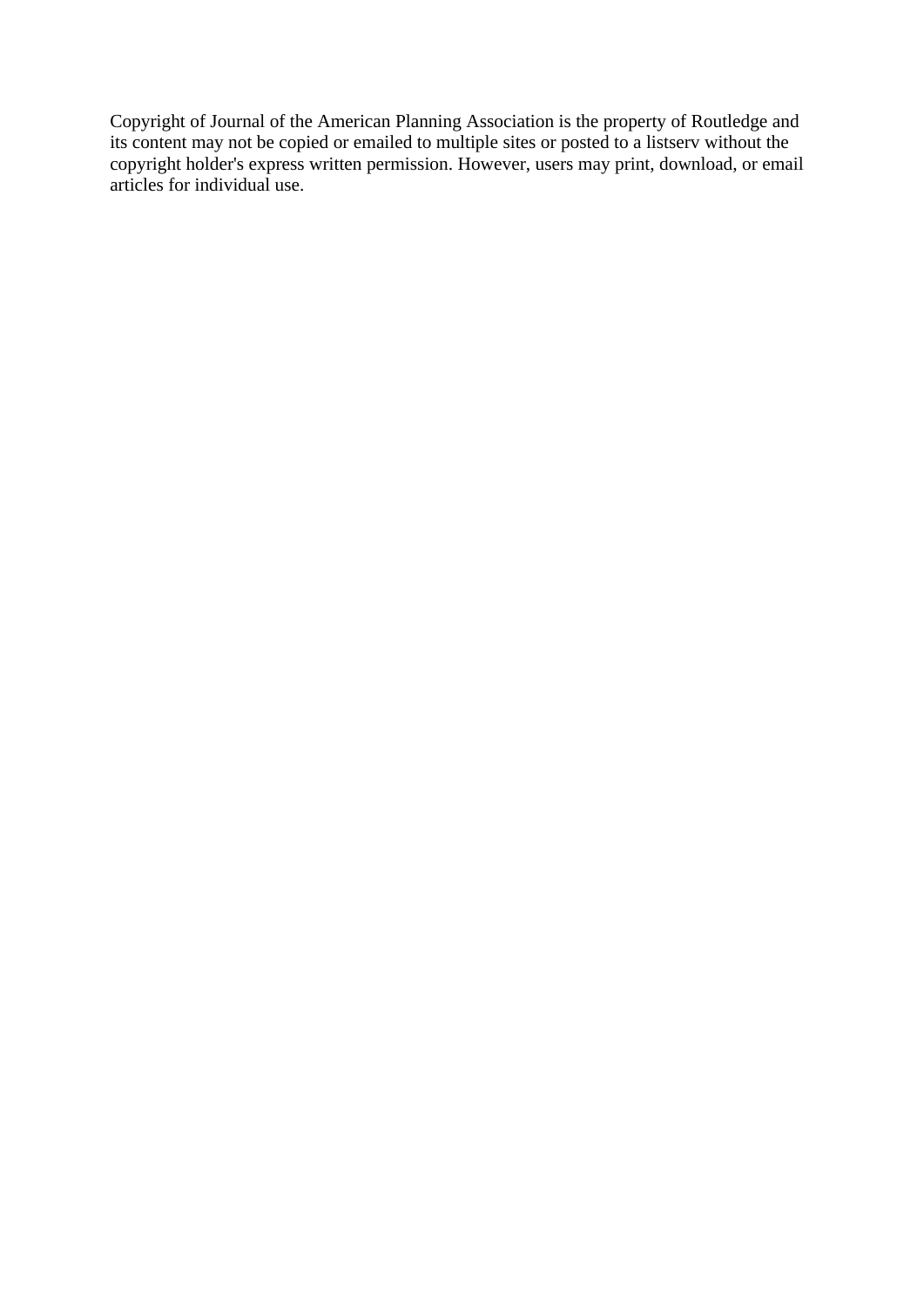Copyright of Journal of the American Planning Association is the property of Routledge and its content may not be copied or emailed to multiple sites or posted to a listserv without the copyright holder's express written permission. However, users may print, download, or email articles for individual use.